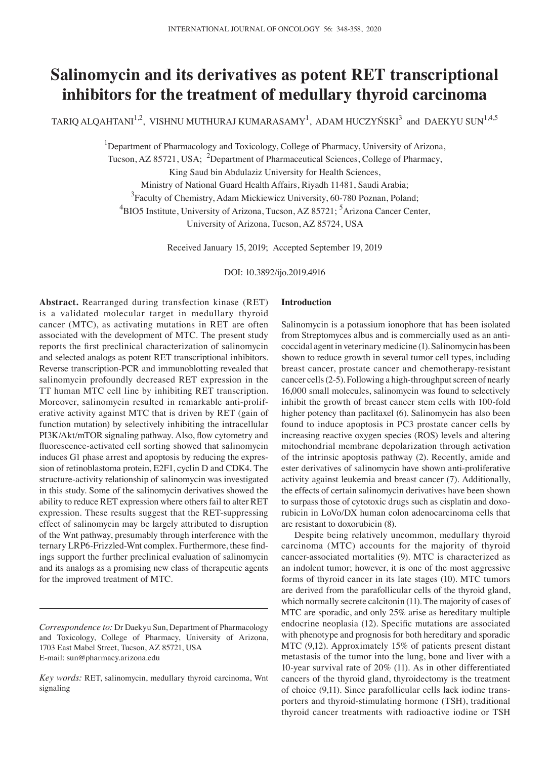# Salinomycin and its derivatives as potent RET transcriptional inhibitors for the treatment of medullary thyroid carcinoma

TARIQ ALQAHTANI[1,2], VISHNU MUTHURAJ KUMARASAMY[1], ADAM HUCZYŃSKI[3] and DAEKYU SUN[1,4,5]

[1]Department of Pharmacology and Toxicology, College of Pharmacy, University of Arizona, Tucson, AZ 85721, USA; [2]Department of Pharmaceutical Sciences, College of Pharmacy, King Saud bin Abdulaziz University for Health Sciences, Ministry of National Guard Health Affairs, Riyadh 11481, Saudi Arabia; [3]Faculty of Chemistry, Adam Mickiewicz University, 60-780 Poznan, Poland; [4]BIO5 Institute, University of Arizona, Tucson, AZ 85721; [5]Arizona Cancer Center, University of Arizona, Tucson, AZ 85724, USA

Received January 15, 2019; Accepted September 19, 2019

DOI: 10.3892/ijo.2019.4916

**Abstract.** Rearranged during transfection kinase (RET) is a validated molecular target in medullary thyroid cancer (MTC), as activating mutations in RET are often associated with the development of MTC. The present study reports the first preclinical characterization of salinomycin and selected analogs as potent RET transcriptional inhibitors. Reverse transcription-PCR and immunoblotting revealed that salinomycin profoundly decreased RET expression in the TT human MTC cell line by inhibiting RET transcription. Moreover, salinomycin resulted in remarkable anti-proliferative activity against MTC that is driven by RET (gain of function mutation) by selectively inhibiting the intracellular PI3K/Akt/mTOR signaling pathway. Also, flow cytometry and fluorescence-activated cell sorting showed that salinomycin induces G1 phase arrest and apoptosis by reducing the expression of retinoblastoma protein, E2F1, cyclin D and CDK4. The structure-activity relationship of salinomycin was investigated in this study. Some of the salinomycin derivatives showed the ability to reduce RET expression where others fail to alter RET expression. These results suggest that the RET-suppressing effect of salinomycin may be largely attributed to disruption of the Wnt pathway, presumably through interference with the ternary LRP6-Frizzled-Wnt complex. Furthermore, these findings support the further preclinical evaluation of salinomycin and its analogs as a promising new class of therapeutic agents for the improved treatment of MTC.

*Correspondence to:* Dr Daekyu Sun, Department of Pharmacology and Toxicology, College of Pharmacy, University of Arizona, 1703 East Mabel Street, Tucson, AZ 85721, USA
E-mail: sun@pharmacy.arizona.edu

*Key words:* RET, salinomycin, medullary thyroid carcinoma, Wnt signaling

## Introduction

Salinomycin is a potassium ionophore that has been isolated from Streptomyces albus and is commercially used as an anti-coccidal agent in veterinary medicine (1). Salinomycin has been shown to reduce growth in several tumor cell types, including breast cancer, prostate cancer and chemotherapy-resistant cancer cells (2-5). Following a high-throughput screen of nearly 16,000 small molecules, salinomycin was found to selectively inhibit the growth of breast cancer stem cells with 100-fold higher potency than paclitaxel (6). Salinomycin has also been found to induce apoptosis in PC3 prostate cancer cells by increasing reactive oxygen species (ROS) levels and altering mitochondrial membrane depolarization through activation of the intrinsic apoptosis pathway (2). Recently, amide and ester derivatives of salinomycin have shown anti-proliferative activity against leukemia and breast cancer (7). Additionally, the effects of certain salinomycin derivatives have been shown to surpass those of cytotoxic drugs such as cisplatin and doxorubicin in LoVo/DX human colon adenocarcinoma cells that are resistant to doxorubicin (8).

Despite being relatively uncommon, medullary thyroid carcinoma (MTC) accounts for the majority of thyroid cancer-associated mortalities (9). MTC is characterized as an indolent tumor; however, it is one of the most aggressive forms of thyroid cancer in its late stages (10). MTC tumors are derived from the parafollicular cells of the thyroid gland, which normally secrete calcitonin (11). The majority of cases of MTC are sporadic, and only 25% arise as hereditary multiple endocrine neoplasia (12). Specific mutations are associated with phenotype and prognosis for both hereditary and sporadic MTC (9,12). Approximately 15% of patients present distant metastasis of the tumor into the lung, bone and liver with a 10-year survival rate of 20% (11). As in other differentiated cancers of the thyroid gland, thyroidectomy is the treatment of choice (9,11). Since parafollicular cells lack iodine transporters and thyroid-stimulating hormone (TSH), traditional thyroid cancer treatments with radioactive iodine or TSH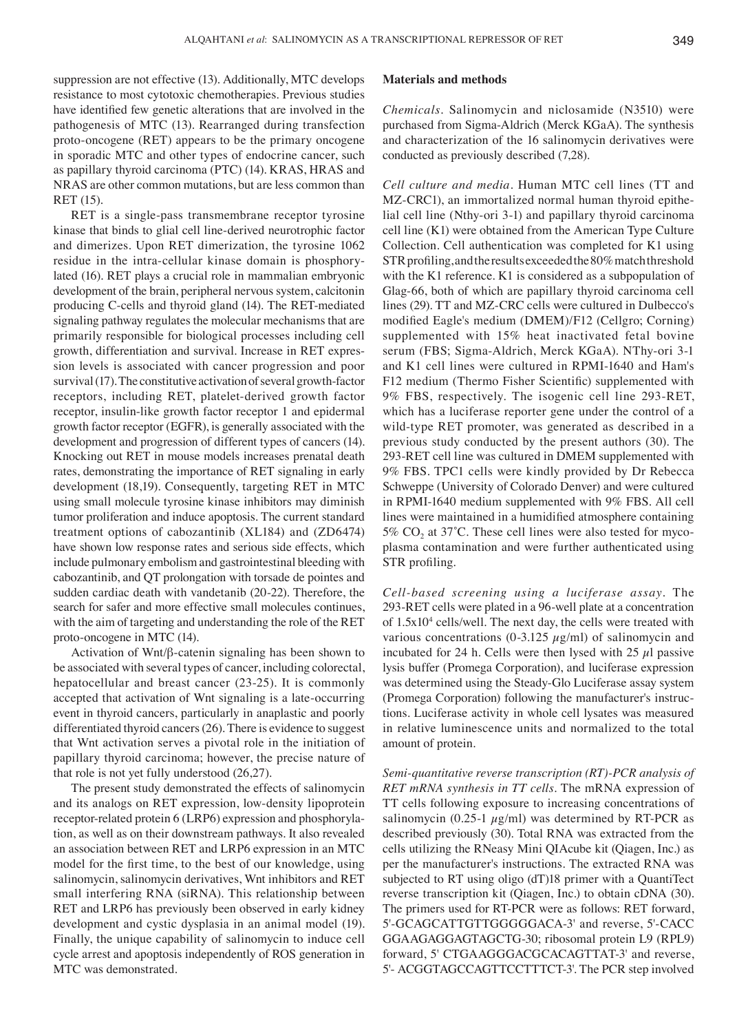suppression are not effective (13). Additionally, MTC develops resistance to most cytotoxic chemotherapies. Previous studies have identified few genetic alterations that are involved in the pathogenesis of MTC (13). Rearranged during transfection proto-oncogene (RET) appears to be the primary oncogene in sporadic MTC and other types of endocrine cancer, such as papillary thyroid carcinoma (PTC) (14). KRAS, HRAS and NRAS are other common mutations, but are less common than RET (15).

RET is a single-pass transmembrane receptor tyrosine kinase that binds to glial cell line-derived neurotrophic factor and dimerizes. Upon RET dimerization, the tyrosine 1062 residue in the intra-cellular kinase domain is phosphorylated (16). RET plays a crucial role in mammalian embryonic development of the brain, peripheral nervous system, calcitonin producing C-cells and thyroid gland (14). The RET-mediated signaling pathway regulates the molecular mechanisms that are primarily responsible for biological processes including cell growth, differentiation and survival. Increase in RET expression levels is associated with cancer progression and poor survival (17). The constitutive activation of several growth-factor receptors, including RET, platelet-derived growth factor receptor, insulin-like growth factor receptor 1 and epidermal growth factor receptor (EGFR), is generally associated with the development and progression of different types of cancers (14). Knocking out RET in mouse models increases prenatal death rates, demonstrating the importance of RET signaling in early development (18,19). Consequently, targeting RET in MTC using small molecule tyrosine kinase inhibitors may diminish tumor proliferation and induce apoptosis. The current standard treatment options of cabozantinib (XL184) and (ZD6474) have shown low response rates and serious side effects, which include pulmonary embolism and gastrointestinal bleeding with cabozantinib, and QT prolongation with torsade de pointes and sudden cardiac death with vandetanib (20-22). Therefore, the search for safer and more effective small molecules continues, with the aim of targeting and understanding the role of the RET proto-oncogene in MTC (14).

Activation of Wnt/β-catenin signaling has been shown to be associated with several types of cancer, including colorectal, hepatocellular and breast cancer (23-25). It is commonly accepted that activation of Wnt signaling is a late-occurring event in thyroid cancers, particularly in anaplastic and poorly differentiated thyroid cancers (26). There is evidence to suggest that Wnt activation serves a pivotal role in the initiation of papillary thyroid carcinoma; however, the precise nature of that role is not yet fully understood (26,27).

The present study demonstrated the effects of salinomycin and its analogs on RET expression, low-density lipoprotein receptor-related protein 6 (LRP6) expression and phosphorylation, as well as on their downstream pathways. It also revealed an association between RET and LRP6 expression in an MTC model for the first time, to the best of our knowledge, using salinomycin, salinomycin derivatives, Wnt inhibitors and RET small interfering RNA (siRNA). This relationship between RET and LRP6 has previously been observed in early kidney development and cystic dysplasia in an animal model (19). Finally, the unique capability of salinomycin to induce cell cycle arrest and apoptosis independently of ROS generation in MTC was demonstrated.

## Materials and methods

*Chemicals.* Salinomycin and niclosamide (N3510) were purchased from Sigma-Aldrich (Merck KGaA). The synthesis and characterization of the 16 salinomycin derivatives were conducted as previously described (7,28).

*Cell culture and media.* Human MTC cell lines (TT and MZ-CRC1), an immortalized normal human thyroid epithelial cell line (Nthy-ori 3-1) and papillary thyroid carcinoma cell line (K1) were obtained from the American Type Culture Collection. Cell authentication was completed for K1 using STR profiling, and the results exceeded the 80% match threshold with the K1 reference. K1 is considered as a subpopulation of Glag-66, both of which are papillary thyroid carcinoma cell lines (29). TT and MZ-CRC cells were cultured in Dulbecco's modified Eagle's medium (DMEM)/F12 (Cellgro; Corning) supplemented with 15% heat inactivated fetal bovine serum (FBS; Sigma-Aldrich, Merck KGaA). NThy-ori 3-1 and K1 cell lines were cultured in RPMI-1640 and Ham's F12 medium (Thermo Fisher Scientific) supplemented with 9% FBS, respectively. The isogenic cell line 293-RET, which has a luciferase reporter gene under the control of a wild-type RET promoter, was generated as described in a previous study conducted by the present authors (30). The 293-RET cell line was cultured in DMEM supplemented with 9% FBS. TPC1 cells were kindly provided by Dr Rebecca Schweppe (University of Colorado Denver) and were cultured in RPMI-1640 medium supplemented with 9% FBS. All cell lines were maintained in a humidified atmosphere containing 5% $CO_2$ at 37˚C. These cell lines were also tested for mycoplasma contamination and were further authenticated using STR profiling.

*Cell-based screening using a luciferase assay.* The 293-RET cells were plated in a 96-well plate at a concentration of $1.5 \times 10^4$ cells/well. The next day, the cells were treated with various concentrations (0-3.125 $\mu$g/ml) of salinomycin and incubated for 24 h. Cells were then lysed with 25 $\mu$l passive lysis buffer (Promega Corporation), and luciferase expression was determined using the Steady-Glo Luciferase assay system (Promega Corporation) following the manufacturer's instructions. Luciferase activity in whole cell lysates was measured in relative luminescence units and normalized to the total amount of protein.

*Semi-quantitative reverse transcription (RT)-PCR analysis of RET mRNA synthesis in TT cells.* The mRNA expression of TT cells following exposure to increasing concentrations of salinomycin (0.25-1 $\mu$g/ml) was determined by RT-PCR as described previously (30). Total RNA was extracted from the cells utilizing the RNeasy Mini QIAcube kit (Qiagen, Inc.) as per the manufacturer's instructions. The extracted RNA was subjected to RT using oligo (dT)18 primer with a QuantiTect reverse transcription kit (Qiagen, Inc.) to obtain cDNA (30). The primers used for RT-PCR were as follows: RET forward, 5'-GCAGCATTGTTGGGGGACA-3' and reverse, 5'-CACCGGAAGAGGAGTAGCTG-30; ribosomal protein L9 (RPL9) forward, 5' CTGAAGGGACGCACAGTTAT-3' and reverse, 5'- ACGGTAGCCAGTTCCTTTCT-3'. The PCR step involved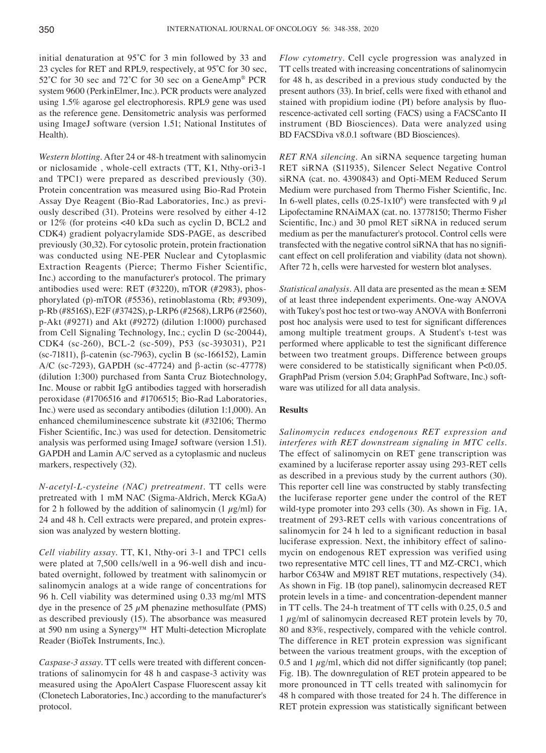initial denaturation at 95˚C for 3 min followed by 33 and 23 cycles for RET and RPL9, respectively, at 95˚C for 30 sec, 52˚C for 30 sec and 72˚C for 30 sec on a GeneAmp® PCR system 9600 (PerkinElmer, Inc.). PCR products were analyzed using 1.5% agarose gel electrophoresis. RPL9 gene was used as the reference gene. Densitometric analysis was performed using ImageJ software (version 1.51; National Institutes of Health).

*Western blotting.* After 24 or 48-h treatment with salinomycin or niclosamide , whole-cell extracts (TT, K1, Nthy-ori3-1 and TPC1) were prepared as described previously (30). Protein concentration was measured using Bio-Rad Protein Assay Dye Reagent (Bio-Rad Laboratories, Inc.) as previously described (31). Proteins were resolved by either 4-12 or 12% (for proteins <40 kDa such as cyclin D, BCL2 and CDK4) gradient polyacrylamide SDS-PAGE, as described previously (30,32). For cytosolic protein, protein fractionation was conducted using NE-PER Nuclear and Cytoplasmic Extraction Reagents (Pierce; Thermo Fisher Scientific, Inc.) according to the manufacturer's protocol. The primary antibodies used were: RET (#3220), mTOR (#2983), phosphorylated (p)-mTOR (#5536), retinoblastoma (Rb; #9309), p-Rb (#8516S), E2F (#3742S), p-LRP6 (#2568), LRP6 (#2560), p-Akt (#9271) and Akt (#9272) (dilution 1:1000) purchased from Cell Signaling Technology, Inc.; cyclin D (sc-20044), CDK4 (sc-260), BCL-2 (sc-509), P53 (sc-393031), P21 (sc-71811), β-catenin (sc-7963), cyclin B (sc-166152), Lamin A/C (sc-7293), GAPDH (sc-47724) and β-actin (sc-47778) (dilution 1:300) purchased from Santa Cruz Biotechnology, Inc. Mouse or rabbit IgG antibodies tagged with horseradish peroxidase (#1706516 and #1706515; Bio-Rad Laboratories, Inc.) were used as secondary antibodies (dilution 1:1,000). An enhanced chemiluminescence substrate kit (#32106; Thermo Fisher Scientific, Inc.) was used for detection. Densitometric analysis was performed using ImageJ software (version 1.51). GAPDH and Lamin A/C served as a cytoplasmic and nucleus markers, respectively (32).

*N-acetyl-L-cysteine (NAC) pretreatment.* TT cells were pretreated with 1 mM NAC (Sigma-Aldrich, Merck KGaA) for 2 h followed by the addition of salinomycin (1 $\mu$g/ml) for 24 and 48 h. Cell extracts were prepared, and protein expression was analyzed by western blotting.

*Cell viability assay.* TT, K1, Nthy-ori 3-1 and TPC1 cells were plated at 7,500 cells/well in a 96-well dish and incubated overnight, followed by treatment with salinomycin or salinomycin analogs at a wide range of concentrations for 96 h. Cell viability was determined using 0.33 mg/ml MTS dye in the presence of 25 $\mu$M phenazine methosulfate (PMS) as described previously (15). The absorbance was measured at 590 nm using a Synergy™ HT Multi-detection Microplate Reader (BioTek Instruments, Inc.).

*Caspase-3 assay.* TT cells were treated with different concentrations of salinomycin for 48 h and caspase-3 activity was measured using the ApoAlert Caspase Fluorescent assay kit (Clonetech Laboratories, Inc.) according to the manufacturer's protocol.

*Flow cytometry.* Cell cycle progression was analyzed in TT cells treated with increasing concentrations of salinomycin for 48 h, as described in a previous study conducted by the present authors (33). In brief, cells were fixed with ethanol and stained with propidium iodine (PI) before analysis by fluorescence-activated cell sorting (FACS) using a FACSCanto II instrument (BD Biosciences). Data were analyzed using BD FACSDiva v8.0.1 software (BD Biosciences).

*RET RNA silencing.* An siRNA sequence targeting human RET siRNA (S11935), Silencer Select Negative Control siRNA (cat. no. 4390843) and Opti-MEM Reduced Serum Medium were purchased from Thermo Fisher Scientific, Inc. In 6-well plates, cells ($0.25\text{-}1\times10^6$) were transfected with 9 $\mu$l Lipofectamine RNAiMAX (cat. no. 13778150; Thermo Fisher Scientific, Inc.) and 30 pmol RET siRNA in reduced serum medium as per the manufacturer's protocol. Control cells were transfected with the negative control siRNA that has no significant effect on cell proliferation and viability (data not shown). After 72 h, cells were harvested for western blot analyses.

*Statistical analysis.* All data are presented as the mean ± SEM of at least three independent experiments. One-way ANOVA with Tukey's post hoc test or two-way ANOVA with Bonferroni post hoc analysis were used to test for significant differences among multiple treatment groups. A Student's t-test was performed where applicable to test the significant difference between two treatment groups. Difference between groups were considered to be statistically significant when $P<0.05$. GraphPad Prism (version 5.04; GraphPad Software, Inc.) software was utilized for all data analysis.

## Results

*Salinomycin reduces endogenous RET expression and interferes with RET downstream signaling in MTC cells.* The effect of salinomycin on RET gene transcription was examined by a luciferase reporter assay using 293-RET cells as described in a previous study by the current authors (30). This reporter cell line was constructed by stably transfecting the luciferase reporter gene under the control of the RET wild-type promoter into 293 cells (30). As shown in Fig. 1A, treatment of 293-RET cells with various concentrations of salinomycin for 24 h led to a significant reduction in basal luciferase expression. Next, the inhibitory effect of salinomycin on endogenous RET expression was verified using two representative MTC cell lines, TT and MZ-CRC1, which harbor C634W and M918T RET mutations, respectively (34). As shown in Fig. 1B (top panel), salinomycin decreased RET protein levels in a time- and concentration-dependent manner in TT cells. The 24-h treatment of TT cells with 0.25, 0.5 and 1 $\mu$g/ml of salinomycin decreased RET protein levels by 70, 80 and 83%, respectively, compared with the vehicle control. The difference in RET protein expression was significant between the various treatment groups, with the exception of 0.5 and 1 $\mu$g/ml, which did not differ significantly (top panel; Fig. 1B). The downregulation of RET protein appeared to be more pronounced in TT cells treated with salinomycin for 48 h compared with those treated for 24 h. The difference in RET protein expression was statistically significant between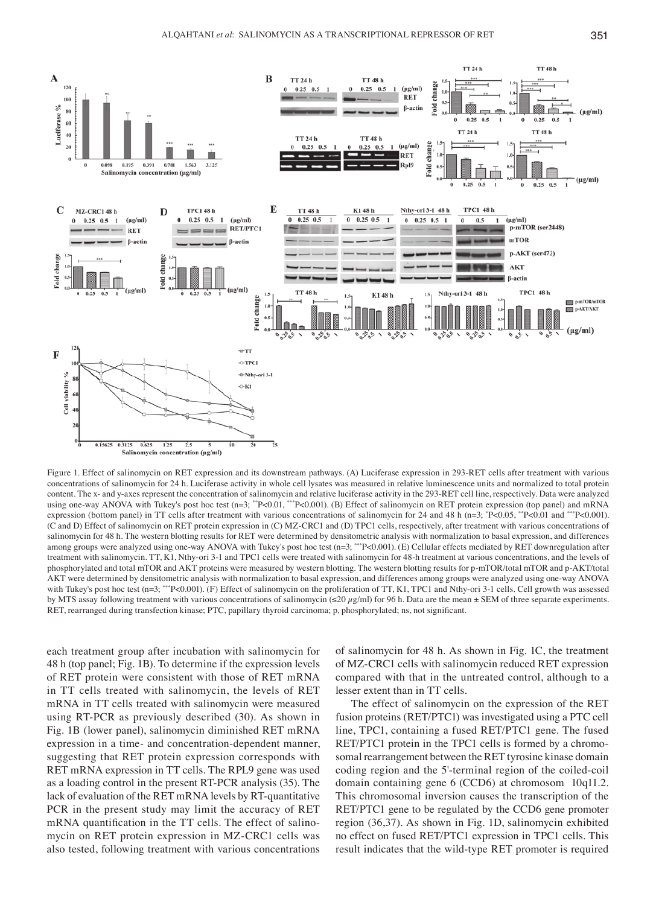Figure 1. Effect of salinomycin on RET expression and its downstream pathways. (A) Luciferase expression in 293-RET cells after treatment with various concentrations of salinomycin for 24 h. Luciferase activity in whole cell lysates was measured in relative luminescence units and normalized to total protein content. The x- and y-axes represent the concentration of salinomycin and relative luciferase activity in the 293-RET cell line, respectively. Data were analyzed using one-way ANOVA with Tukey's post hoc test (n=3; **P<0.01, ***P<0.001). (B) Effect of salinomycin on RET protein expression (top panel) and mRNA expression (bottom panel) in TT cells after treatment with various concentrations of salinomycin for 24 and 48 h (n=3; *P<0.05, **P<0.01 and ***P<0.001). (C and D) Effect of salinomycin on RET protein expression in (C) MZ-CRC1 and (D) TPC1 cells, respectively, after treatment with various concentrations of salinomycin for 48 h. The western blotting results for RET were determined by densitometric analysis with normalization to basal expression, and differences among groups were analyzed using one-way ANOVA with Tukey's post hoc test (n=3; ***P<0.001). (E) Cellular effects mediated by RET downregulation after treatment with salinomycin. TT, K1, Nthy-ori 3-1 and TPC1 cells were treated with salinomycin for 48-h treatment at various concentrations, and the levels of phosphorylated and total mTOR and AKT proteins were measured by western blotting. The western blotting results for p-mTOR/total mTOR and p-AKT/total AKT were determined by densitometric analysis with normalization to basal expression, and differences among groups were analyzed using one-way ANOVA with Tukey's post hoc test (n=3; ***P<0.001). (F) Effect of salinomycin on the proliferation of TT, K1, TPC1 and Nthy-ori 3-1 cells. Cell growth was assessed by MTS assay following treatment with various concentrations of salinomycin (≤20 µg/ml) for 96 h. Data are the mean ± SEM of three separate experiments. RET, rearranged during transfection kinase; PTC, papillary thyroid carcinoma; p, phosphorylated; ns, not significant.

each treatment group after incubation with salinomycin for 48 h (top panel; Fig. 1B). To determine if the expression levels of RET protein were consistent with those of RET mRNA in TT cells treated with salinomycin, the levels of RET mRNA in TT cells treated with salinomycin were measured using RT-PCR as previously described (30). As shown in Fig. 1B (lower panel), salinomycin diminished RET mRNA expression in a time- and concentration-dependent manner, suggesting that RET protein expression corresponds with RET mRNA expression in TT cells. The RPL9 gene was used as a loading control in the present RT-PCR analysis (35). The lack of evaluation of the RET mRNA levels by RT-quantitative PCR in the present study may limit the accuracy of RET mRNA quantification in the TT cells. The effect of salinomycin on RET protein expression in MZ-CRC1 cells was also tested, following treatment with various concentrations of salinomycin for 48 h. As shown in Fig. 1C, the treatment of MZ-CRC1 cells with salinomycin reduced RET expression compared with that in the untreated control, although to a lesser extent than in TT cells.

The effect of salinomycin on the expression of the RET fusion proteins (RET/PTC1) was investigated using a PTC cell line, TPC1, containing a fused RET/PTC1 gene. The fused RET/PTC1 protein in the TPC1 cells is formed by a chromosomal rearrangement between the RET tyrosine kinase domain coding region and the 5'-terminal region of the coiled-coil domain containing gene 6 (CCD6) at chromosom 10q11.2. This chromosomal inversion causes the transcription of the RET/PTC1 gene to be regulated by the CCD6 gene promoter region (36,37). As shown in Fig. 1D, salinomycin exhibited no effect on fused RET/PTC1 expression in TPC1 cells. This result indicates that the wild-type RET promoter is required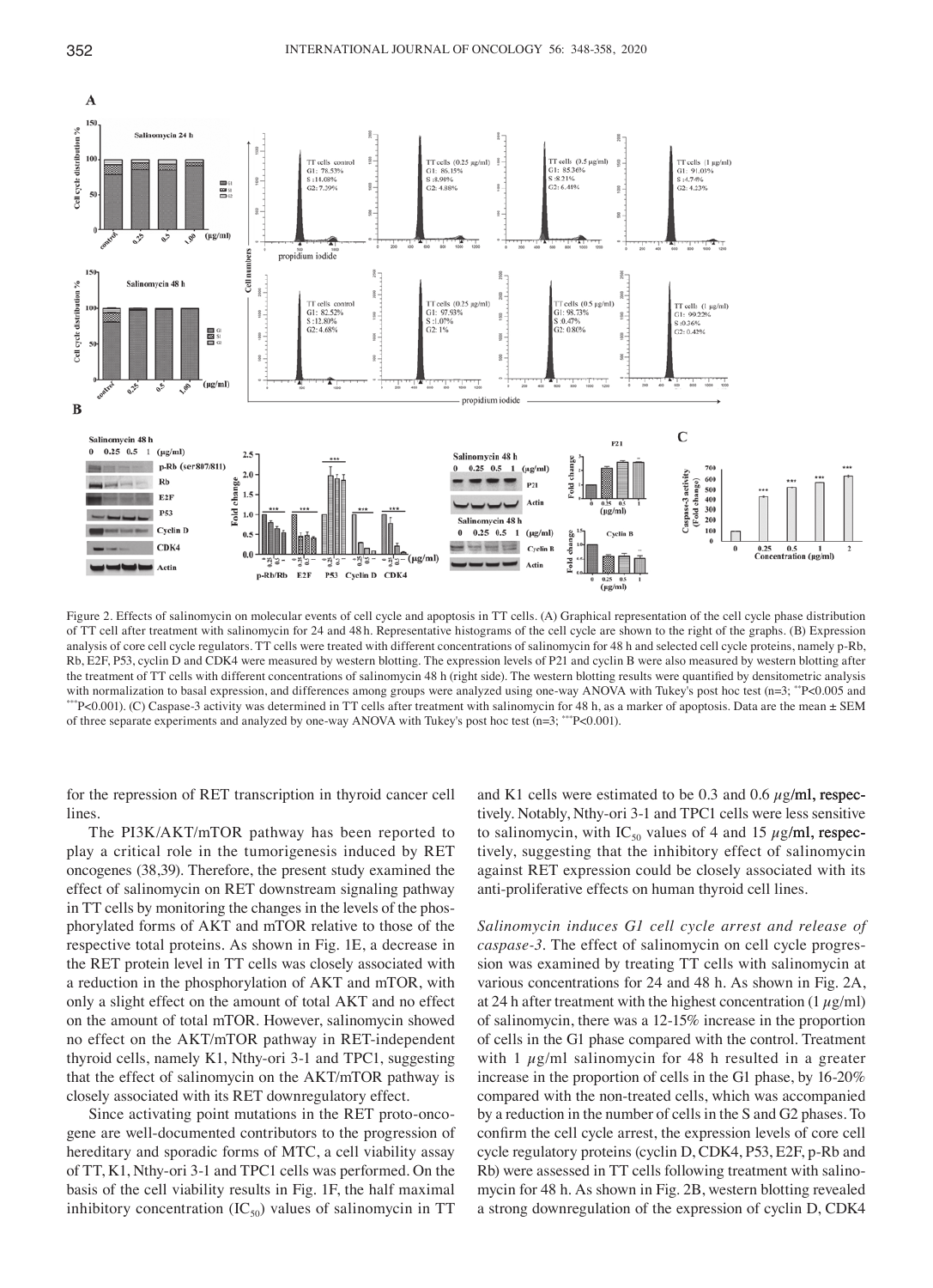Figure 2. Effects of salinomycin on molecular events of cell cycle and apoptosis in TT cells. (A) Graphical representation of the cell cycle phase distribution of TT cell after treatment with salinomycin for 24 and 48 h. Representative histograms of the cell cycle are shown to the right of the graphs. (B) Expression analysis of core cell cycle regulators. TT cells were treated with different concentrations of salinomycin for 48 h and selected cell cycle proteins, namely p-Rb, Rb, E2F, P53, cyclin D and CDK4 were measured by western blotting. The expression levels of P21 and cyclin B were also measured by western blotting after the treatment of TT cells with different concentrations of salinomycin 48 h (right side). The western blotting results were quantified by densitometric analysis with normalization to basal expression, and differences among groups were analyzed using one-way ANOVA with Tukey's post hoc test (n=3; \*\*P<0.005 and \*\*\*P<0.001). (C) Caspase-3 activity was determined in TT cells after treatment with salinomycin for 48 h, as a marker of apoptosis. Data are the mean ± SEM of three separate experiments and analyzed by one-way ANOVA with Tukey's post hoc test (n=3; \*\*\*P<0.001).

for the repression of RET transcription in thyroid cancer cell lines.

The PI3K/AKT/mTOR pathway has been reported to play a critical role in the tumorigenesis induced by RET oncogenes (38,39). Therefore, the present study examined the effect of salinomycin on RET downstream signaling pathway in TT cells by monitoring the changes in the levels of the phosphorylated forms of AKT and mTOR relative to those of the respective total proteins. As shown in Fig. 1E, a decrease in the RET protein level in TT cells was closely associated with a reduction in the phosphorylation of AKT and mTOR, with only a slight effect on the amount of total AKT and no effect on the amount of total mTOR. However, salinomycin showed no effect on the AKT/mTOR pathway in RET-independent thyroid cells, namely K1, Nthy-ori 3-1 and TPC1, suggesting that the effect of salinomycin on the AKT/mTOR pathway is closely associated with its RET downregulatory effect.

Since activating point mutations in the RET proto-oncogene are well-documented contributors to the progression of hereditary and sporadic forms of MTC, a cell viability assay of TT, K1, Nthy-ori 3-1 and TPC1 cells was performed. On the basis of the cell viability results in Fig. 1F, the half maximal inhibitory concentration ($IC_{50}$) values of salinomycin in TT and K1 cells were estimated to be 0.3 and 0.6 $\mu$g/ml, respectively. Notably, Nthy-ori 3-1 and TPC1 cells were less sensitive to salinomycin, with $IC_{50}$ values of 4 and 15 $\mu$g/ml, respectively, suggesting that the inhibitory effect of salinomycin against RET expression could be closely associated with its anti-proliferative effects on human thyroid cell lines.

*Salinomycin induces G1 cell cycle arrest and release of caspase-3.* The effect of salinomycin on cell cycle progression was examined by treating TT cells with salinomycin at various concentrations for 24 and 48 h. As shown in Fig. 2A, at 24 h after treatment with the highest concentration (1 $\mu$g/ml) of salinomycin, there was a 12-15% increase in the proportion of cells in the G1 phase compared with the control. Treatment with 1 $\mu$g/ml salinomycin for 48 h resulted in a greater increase in the proportion of cells in the G1 phase, by 16-20% compared with the non-treated cells, which was accompanied by a reduction in the number of cells in the S and G2 phases. To confirm the cell cycle arrest, the expression levels of core cell cycle regulatory proteins (cyclin D, CDK4, P53, E2F, p-Rb and Rb) were assessed in TT cells following treatment with salinomycin for 48 h. As shown in Fig. 2B, western blotting revealed a strong downregulation of the expression of cyclin D, CDK4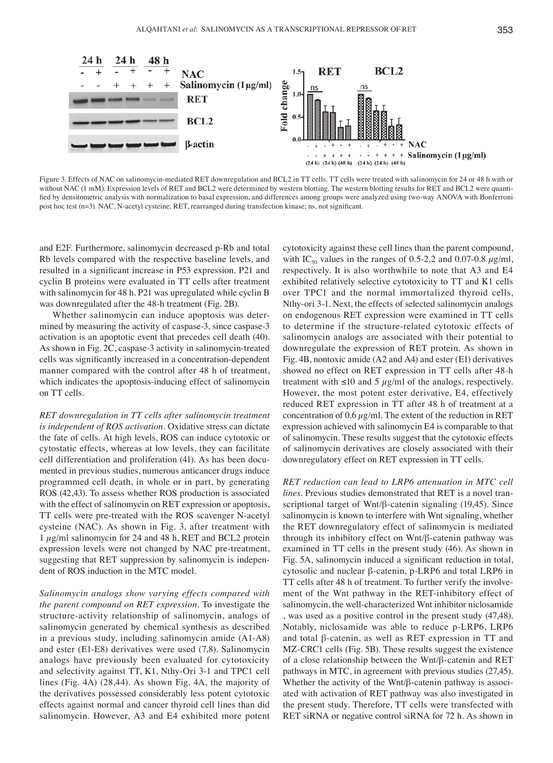Figure 3. Effects of NAC on salinomycin-mediated RET downregulation and BCL2 in TT cells. TT cells were treated with salinomycin for 24 or 48 h with or without NAC (1 mM). Expression levels of RET and BCL2 were determined by western blotting. The western blotting results for RET and BCL2 were quantified by densitometric analysis with normalization to basal expression, and differences among groups were analyzed using two-way ANOVA with Bonferroni post hoc test (n=3). NAC, N-acetyl cysteine; RET, rearranged during transfection kinase; ns, not significant.

and E2F. Furthermore, salinomycin decreased p-Rb and total Rb levels compared with the respective baseline levels, and resulted in a significant increase in P53 expression. P21 and cyclin B proteins were evaluated in TT cells after treatment with salinomycin for 48 h. P21 was upregulated while cyclin B was downregulated after the 48-h treatment (Fig. 2B).

Whether salinomycin can induce apoptosis was determined by measuring the activity of caspase-3, since caspase-3 activation is an apoptotic event that precedes cell death (40). As shown in Fig. 2C, caspase-3 activity in salinomycin-treated cells was significantly increased in a concentration-dependent manner compared with the control after 48 h of treatment, which indicates the apoptosis-inducing effect of salinomycin on TT cells.

*RET downregulation in TT cells after salinomycin treatment is independent of ROS activation.* Oxidative stress can dictate the fate of cells. At high levels, ROS can induce cytotoxic or cytostatic effects, whereas at low levels, they can facilitate cell differentiation and proliferation (41). As has been documented in previous studies, numerous anticancer drugs induce programmed cell death, in whole or in part, by generating ROS (42,43). To assess whether ROS production is associated with the effect of salinomycin on RET expression or apoptosis, TT cells were pre-treated with the ROS scavenger N-acetyl cysteine (NAC). As shown in Fig. 3, after treatment with 1 $\mu$g/ml salinomycin for 24 and 48 h, RET and BCL2 protein expression levels were not changed by NAC pre-treatment, suggesting that RET suppression by salinomycin is independent of ROS induction in the MTC model.

*Salinomycin analogs show varying effects compared with the parent compound on RET expression.* To investigate the structure-activity relationship of salinomycin, analogs of salinomycin generated by chemical synthesis as described in a previous study, including salinomycin amide (A1-A8) and ester (E1-E8) derivatives were used (7,8). Salinomycin analogs have previously been evaluated for cytotoxicity and selectivity against TT, K1, Nthy-Ori 3-1 and TPC1 cell lines (Fig. 4A) (28,44). As shown Fig. 4A, the majority of the derivatives possessed considerably less potent cytotoxic effects against normal and cancer thyroid cell lines than did salinomycin. However, A3 and E4 exhibited more potent cytotoxicity against these cell lines than the parent compound, with $IC_{50}$ values in the ranges of 0.5-2.2 and 0.07-0.8 $\mu$g/ml, respectively. It is also worthwhile to note that A3 and E4 exhibited relatively selective cytotoxicity to TT and K1 cells over TPC1 and the normal immortalized thyroid cells, Nthy-ori 3-1. Next, the effects of selected salinomycin analogs on endogenous RET expression were examined in TT cells to determine if the structure-related cytotoxic effects of salinomycin analogs are associated with their potential to downregulate the expression of RET protein. As shown in Fig. 4B, nontoxic amide (A2 and A4) and ester (E1) derivatives showed no effect on RET expression in TT cells after 48-h treatment with $\leq$10 and 5 $\mu$g/ml of the analogs, respectively. However, the most potent ester derivative, E4, effectively reduced RET expression in TT after 48 h of treatment at a concentration of 0.6 $\mu$g/ml. The extent of the reduction in RET expression achieved with salinomycin E4 is comparable to that of salinomycin. These results suggest that the cytotoxic effects of salinomycin derivatives are closely associated with their downregulatory effect on RET expression in TT cells.

*RET reduction can lead to LRP6 attenuation in MTC cell lines.* Previous studies demonstrated that RET is a novel transcriptional target of Wnt/β-catenin signaling (19,45). Since salinomycin is known to interfere with Wnt signaling, whether the RET downregulatory effect of salinomycin is mediated through its inhibitory effect on Wnt/β-catenin pathway was examined in TT cells in the present study (46). As shown in Fig. 5A, salinomycin induced a significant reduction in total, cytosolic and nuclear β-catenin, p-LRP6 and total LRP6 in TT cells after 48 h of treatment. To further verify the involvement of the Wnt pathway in the RET-inhibitory effect of salinomycin, the well-characterized Wnt inhibitor niclosamide , was used as a positive control in the present study (47,48). Notably, niclosamide was able to reduce p-LRP6, LRP6 and total β-catenin, as well as RET expression in TT and MZ-CRC1 cells (Fig. 5B). These results suggest the existence of a close relationship between the Wnt/β-catenin and RET pathways in MTC, in agreement with previous studies (27,45). Whether the activity of the Wnt/β-catenin pathway is associated with activation of RET pathway was also investigated in the present study. Therefore, TT cells were transfected with RET siRNA or negative control siRNA for 72 h. As shown in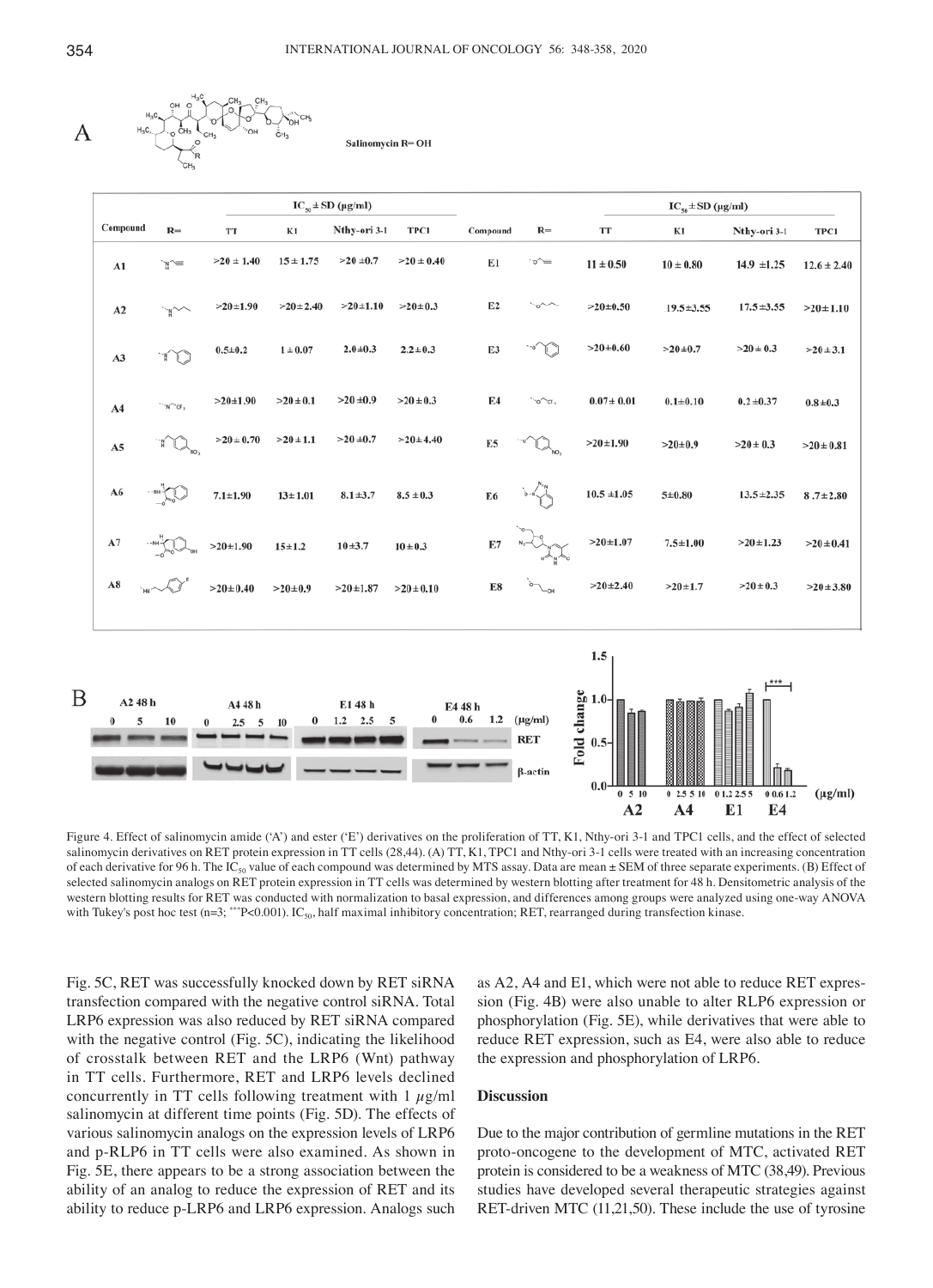A

Salinomycin R= OH

| Compound | R= | $IC_{50}$ ± SD (μg/ml) TT | K1 | Nthy-ori 3-1 | TPC1 | Compound | R= | $IC_{50}$ ± SD (μg/ml) TT | K1 | Nthy-ori 3-1 | TPC1 |
|---|---|---|---|---|---|---|---|---|---|---|---|
| A1 | | >20 ± 1.40 | 15 ± 1.75 | >20 ±0.7 | >20 ± 0.40 | E1 | | 11 ± 0.50 | 10 ± 0.80 | 14.9 ±1.25 | 12.6 ± 2.40 |
| A2 | | >20±1.90 | >20±2.40 | >20±1.10 | >20±0.3 | E2 | | >20±0.50 | 19.5±3.55 | 17.5±3.55 | >20±1.10 |
| A3 | | 0.5±0.2 | 1 ± 0.07 | 2.0±0.3 | 2.2±0.3 | E3 | | >20±0.60 | >20±0.7 | >20 ± 0.3 | >20 ± 3.1 |
| A4 | | >20±1.90 | >20 ± 0.1 | >20 ±0.9 | >20 ±0.3 | E4 | | 0.07± 0.01 | 0.1±0.10 | 0.2 ±0.37 | 0.8±0.3 |
| A5 | | >20 ± 0.70 | >20 ± 1.1 | >20 ±0.7 | >20±4.40 | E5 | | >20±1.90 | >20±0.9 | >20 ± 0.3 | >20 ± 0.81 |
| A6 | | 7.1±1.90 | 13± 1.01 | 8.1±3.7 | 8.5 ± 0.3 | E6 | | 10.5 ±1.05 | 5±0.80 | 13.5±2.35 | 8 .7±2.80 |
| A7 | | >20±1.90 | 15±1.2 | 10±3.7 | 10 ± 0.3 | E7 | | >20±1.07 | 7.5±1.00 | >20±1.23 | >20±0.41 |
| A8 | | >20±0.40 | >20±0.9 | >20±1.87 | >20 ± 0.10 | E8 | | >20±2.40 | >20±1.7 | >20 ± 0.3 | >20 ±3.80 |

B

Figure 4. Effect of salinomycin amide ('A') and ester ('E') derivatives on the proliferation of TT, K1, Nthy-ori 3-1 and TPC1 cells, and the effect of selected salinomycin derivatives on RET protein expression in TT cells (28,44). (A) TT, K1, TPC1 and Nthy-ori 3-1 cells were treated with an increasing concentration of each derivative for 96 h. The $IC_{50}$ value of each compound was determined by MTS assay. Data are mean ± SEM of three separate experiments. (B) Effect of selected salinomycin analogs on RET protein expression in TT cells was determined by western blotting after treatment for 48 h. Densitometric analysis of the western blotting results for RET was conducted with normalization to basal expression, and differences among groups were analyzed using one-way ANOVA with Tukey's post hoc test (n=3; ***P<0.001). $IC_{50}$, half maximal inhibitory concentration; RET, rearranged during transfection kinase.

Fig. 5C, RET was successfully knocked down by RET siRNA transfection compared with the negative control siRNA. Total LRP6 expression was also reduced by RET siRNA compared with the negative control (Fig. 5C), indicating the likelihood of crosstalk between RET and the LRP6 (Wnt) pathway in TT cells. Furthermore, RET and LRP6 levels declined concurrently in TT cells following treatment with 1 μg/ml salinomycin at different time points (Fig. 5D). The effects of various salinomycin analogs on the expression levels of LRP6 and p-RLP6 in TT cells were also examined. As shown in Fig. 5E, there appears to be a strong association between the ability of an analog to reduce the expression of RET and its ability to reduce p-LRP6 and LRP6 expression. Analogs such as A2, A4 and E1, which were not able to reduce RET expression (Fig. 4B) were also unable to alter RLP6 expression or phosphorylation (Fig. 5E), while derivatives that were able to reduce RET expression, such as E4, were also able to reduce the expression and phosphorylation of LRP6.

## Discussion

Due to the major contribution of germline mutations in the RET proto-oncogene to the development of MTC, activated RET protein is considered to be a weakness of MTC (38,49). Previous studies have developed several therapeutic strategies against RET-driven MTC (11,21,50). These include the use of tyrosine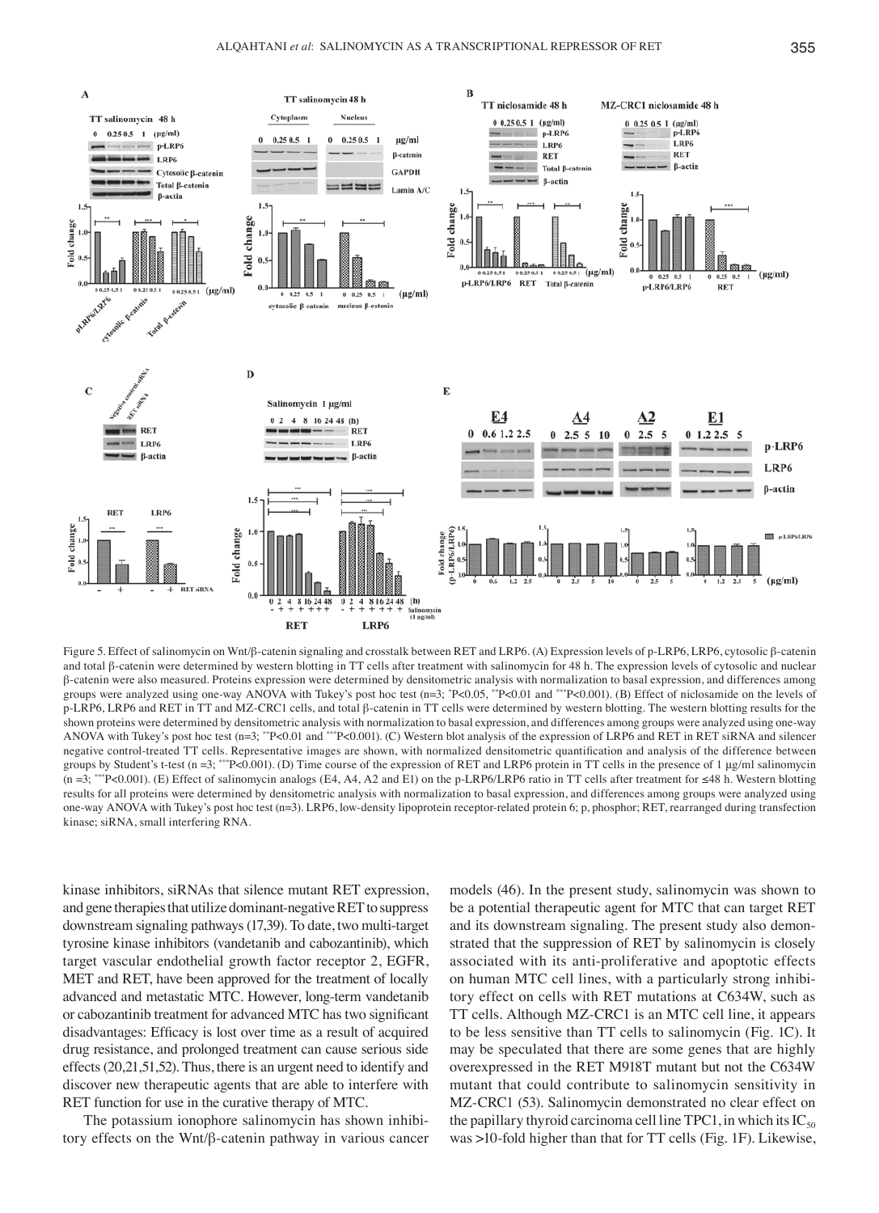Figure 5. Effect of salinomycin on Wnt/β-catenin signaling and crosstalk between RET and LRP6. (A) Expression levels of p-LRP6, LRP6, cytosolic β-catenin and total β-catenin were determined by western blotting in TT cells after treatment with salinomycin for 48 h. The expression levels of cytosolic and nuclear β-catenin were also measured. Proteins expression were determined by densitometric analysis with normalization to basal expression, and differences among groups were analyzed using one-way ANOVA with Tukey's post hoc test (n=3; *P<0.05, **P<0.01 and ***P<0.001). (B) Effect of niclosamide on the levels of p-LRP6, LRP6 and RET in TT and MZ-CRC1 cells, and total β-catenin in TT cells were determined by western blotting. The western blotting results for the shown proteins were determined by densitometric analysis with normalization to basal expression, and differences among groups were analyzed using one-way ANOVA with Tukey's post hoc test (n=3; **P<0.01 and ***P<0.001). (C) Western blot analysis of the expression of LRP6 and RET in RET siRNA and silencer negative control-treated TT cells. Representative images are shown, with normalized densitometric quantification and analysis of the difference between groups by Student's t-test (n =3; ***P<0.001). (D) Time course of the expression of RET and LRP6 protein in TT cells in the presence of 1 µg/ml salinomycin (n =3; ***P<0.001). (E) Effect of salinomycin analogs (E4, A4, A2 and E1) on the p-LRP6/LRP6 ratio in TT cells after treatment for ≤48 h. Western blotting results for all proteins were determined by densitometric analysis with normalization to basal expression, and differences among groups were analyzed using one-way ANOVA with Tukey's post hoc test (n=3). LRP6, low-density lipoprotein receptor-related protein 6; p, phosphor; RET, rearranged during transfection kinase; siRNA, small interfering RNA.

kinase inhibitors, siRNAs that silence mutant RET expression, and gene therapies that utilize dominant-negative RET to suppress downstream signaling pathways (17,39). To date, two multi-target tyrosine kinase inhibitors (vandetanib and cabozantinib), which target vascular endothelial growth factor receptor 2, EGFR, MET and RET, have been approved for the treatment of locally advanced and metastatic MTC. However, long-term vandetanib or cabozantinib treatment for advanced MTC has two significant disadvantages: Efficacy is lost over time as a result of acquired drug resistance, and prolonged treatment can cause serious side effects (20,21,51,52). Thus, there is an urgent need to identify and discover new therapeutic agents that are able to interfere with RET function for use in the curative therapy of MTC.

The potassium ionophore salinomycin has shown inhibitory effects on the Wnt/β-catenin pathway in various cancer models (46). In the present study, salinomycin was shown to be a potential therapeutic agent for MTC that can target RET and its downstream signaling. The present study also demonstrated that the suppression of RET by salinomycin is closely associated with its anti-proliferative and apoptotic effects on human MTC cell lines, with a particularly strong inhibitory effect on cells with RET mutations at C634W, such as TT cells. Although MZ-CRC1 is an MTC cell line, it appears to be less sensitive than TT cells to salinomycin (Fig. 1C). It may be speculated that there are some genes that are highly overexpressed in the RET M918T mutant but not the C634W mutant that could contribute to salinomycin sensitivity in MZ-CRC1 (53). Salinomycin demonstrated no clear effect on the papillary thyroid carcinoma cell line TPC1, in which its $IC_{50}$ was >10-fold higher than that for TT cells (Fig. 1F). Likewise,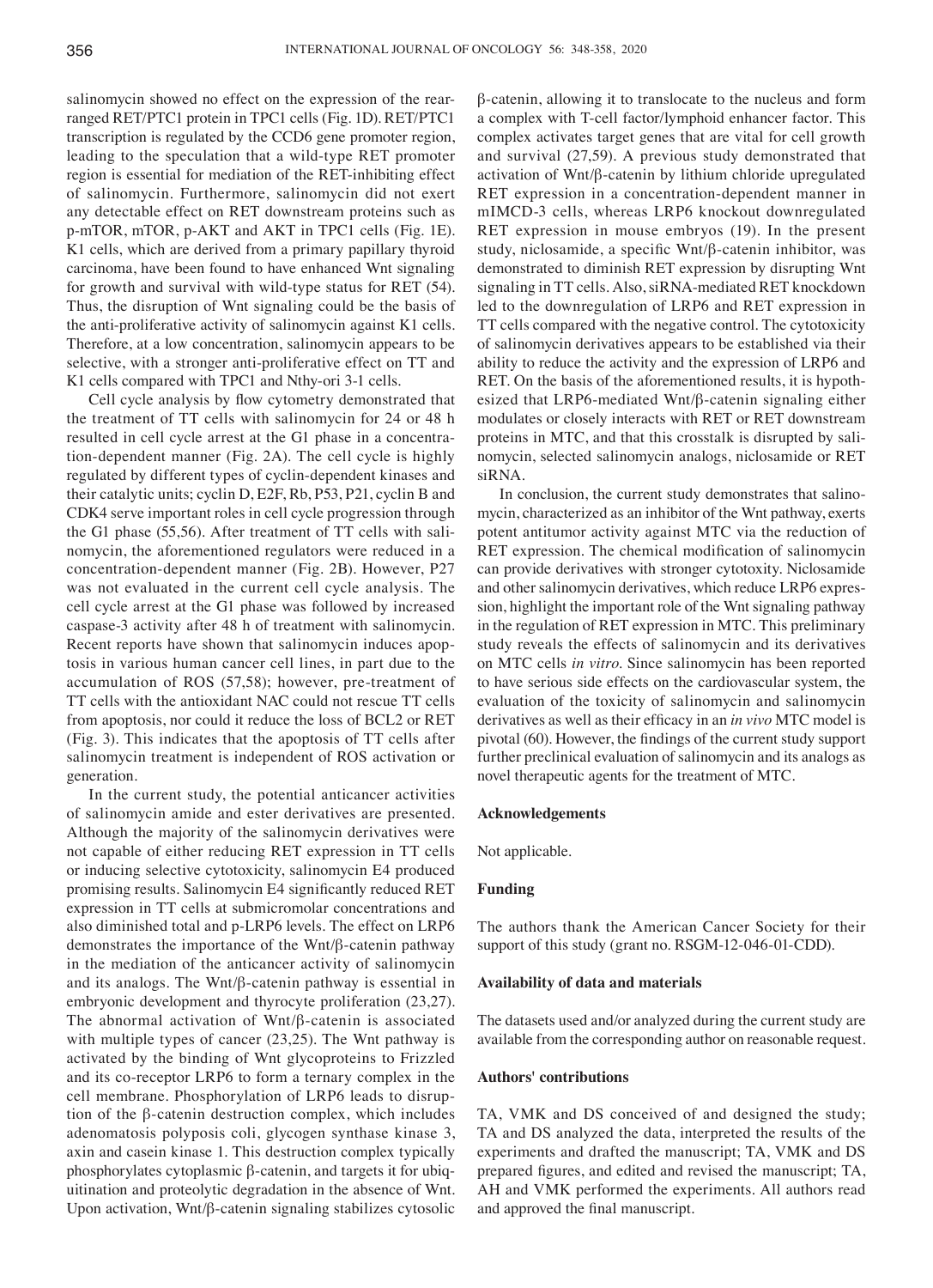salinomycin showed no effect on the expression of the rearranged RET/PTC1 protein in TPC1 cells (Fig. 1D). RET/PTC1 transcription is regulated by the CCD6 gene promoter region, leading to the speculation that a wild-type RET promoter region is essential for mediation of the RET-inhibiting effect of salinomycin. Furthermore, salinomycin did not exert any detectable effect on RET downstream proteins such as p-mTOR, mTOR, p-AKT and AKT in TPC1 cells (Fig. 1E). K1 cells, which are derived from a primary papillary thyroid carcinoma, have been found to have enhanced Wnt signaling for growth and survival with wild-type status for RET (54). Thus, the disruption of Wnt signaling could be the basis of the anti-proliferative activity of salinomycin against K1 cells. Therefore, at a low concentration, salinomycin appears to be selective, with a stronger anti-proliferative effect on TT and K1 cells compared with TPC1 and Nthy-ori 3-1 cells.

Cell cycle analysis by flow cytometry demonstrated that the treatment of TT cells with salinomycin for 24 or 48 h resulted in cell cycle arrest at the G1 phase in a concentration-dependent manner (Fig. 2A). The cell cycle is highly regulated by different types of cyclin-dependent kinases and their catalytic units; cyclin D, E2F, Rb, P53, P21, cyclin B and CDK4 serve important roles in cell cycle progression through the G1 phase (55,56). After treatment of TT cells with salinomycin, the aforementioned regulators were reduced in a concentration-dependent manner (Fig. 2B). However, P27 was not evaluated in the current cell cycle analysis. The cell cycle arrest at the G1 phase was followed by increased caspase-3 activity after 48 h of treatment with salinomycin. Recent reports have shown that salinomycin induces apoptosis in various human cancer cell lines, in part due to the accumulation of ROS (57,58); however, pre-treatment of TT cells with the antioxidant NAC could not rescue TT cells from apoptosis, nor could it reduce the loss of BCL2 or RET (Fig. 3). This indicates that the apoptosis of TT cells after salinomycin treatment is independent of ROS activation or generation.

In the current study, the potential anticancer activities of salinomycin amide and ester derivatives are presented. Although the majority of the salinomycin derivatives were not capable of either reducing RET expression in TT cells or inducing selective cytotoxicity, salinomycin E4 produced promising results. Salinomycin E4 significantly reduced RET expression in TT cells at submicromolar concentrations and also diminished total and p-LRP6 levels. The effect on LRP6 demonstrates the importance of the Wnt/β-catenin pathway in the mediation of the anticancer activity of salinomycin and its analogs. The Wnt/β-catenin pathway is essential in embryonic development and thyrocyte proliferation (23,27). The abnormal activation of Wnt/β-catenin is associated with multiple types of cancer (23,25). The Wnt pathway is activated by the binding of Wnt glycoproteins to Frizzled and its co-receptor LRP6 to form a ternary complex in the cell membrane. Phosphorylation of LRP6 leads to disruption of the β-catenin destruction complex, which includes adenomatosis polyposis coli, glycogen synthase kinase 3, axin and casein kinase 1. This destruction complex typically phosphorylates cytoplasmic β-catenin, and targets it for ubiquitination and proteolytic degradation in the absence of Wnt. Upon activation, Wnt/β-catenin signaling stabilizes cytosolic β-catenin, allowing it to translocate to the nucleus and form a complex with T-cell factor/lymphoid enhancer factor. This complex activates target genes that are vital for cell growth and survival (27,59). A previous study demonstrated that activation of Wnt/β-catenin by lithium chloride upregulated RET expression in a concentration-dependent manner in mIMCD-3 cells, whereas LRP6 knockout downregulated RET expression in mouse embryos (19). In the present study, niclosamide, a specific Wnt/β-catenin inhibitor, was demonstrated to diminish RET expression by disrupting Wnt signaling in TT cells. Also, siRNA-mediated RET knockdown led to the downregulation of LRP6 and RET expression in TT cells compared with the negative control. The cytotoxicity of salinomycin derivatives appears to be established via their ability to reduce the activity and the expression of LRP6 and RET. On the basis of the aforementioned results, it is hypothesized that LRP6-mediated Wnt/β-catenin signaling either modulates or closely interacts with RET or RET downstream proteins in MTC, and that this crosstalk is disrupted by salinomycin, selected salinomycin analogs, niclosamide or RET siRNA.

In conclusion, the current study demonstrates that salinomycin, characterized as an inhibitor of the Wnt pathway, exerts potent antitumor activity against MTC via the reduction of RET expression. The chemical modification of salinomycin can provide derivatives with stronger cytotoxity. Niclosamide and other salinomycin derivatives, which reduce LRP6 expression, highlight the important role of the Wnt signaling pathway in the regulation of RET expression in MTC. This preliminary study reveals the effects of salinomycin and its derivatives on MTC cells *in vitro*. Since salinomycin has been reported to have serious side effects on the cardiovascular system, the evaluation of the toxicity of salinomycin and salinomycin derivatives as well as their efficacy in an *in vivo* MTC model is pivotal (60). However, the findings of the current study support further preclinical evaluation of salinomycin and its analogs as novel therapeutic agents for the treatment of MTC.

## Acknowledgements

Not applicable.

## Funding

The authors thank the American Cancer Society for their support of this study (grant no. RSGM-12-046-01-CDD).

## Availability of data and materials

The datasets used and/or analyzed during the current study are available from the corresponding author on reasonable request.

## Authors' contributions

TA, VMK and DS conceived of and designed the study; TA and DS analyzed the data, interpreted the results of the experiments and drafted the manuscript; TA, VMK and DS prepared figures, and edited and revised the manuscript; TA, AH and VMK performed the experiments. All authors read and approved the final manuscript.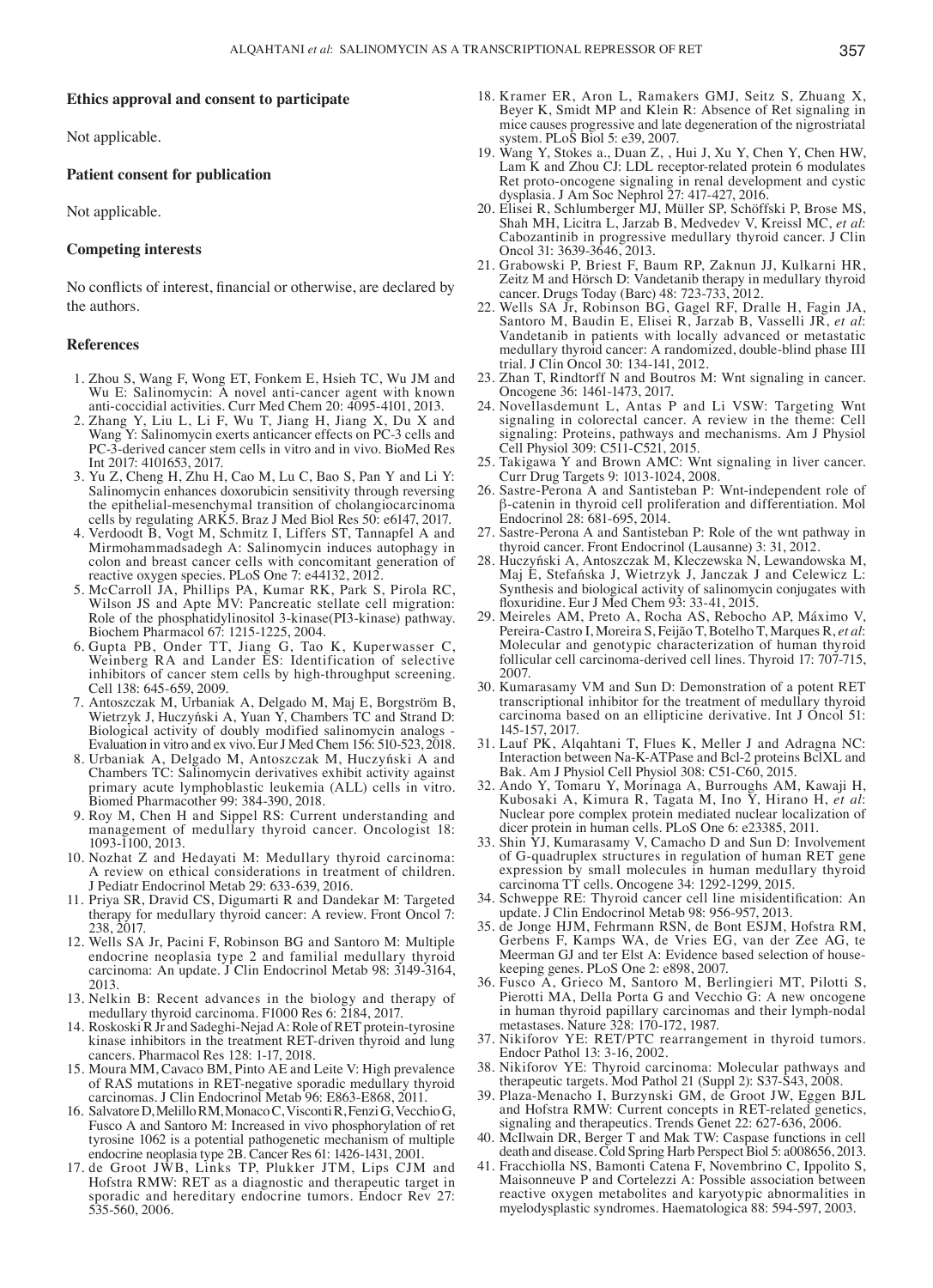## Ethics approval and consent to participate

Not applicable.

## Patient consent for publication

Not applicable.

## Competing interests

No conflicts of interest, financial or otherwise, are declared by the authors.

## References

1. Zhou S, Wang F, Wong ET, Fonkem E, Hsieh TC, Wu JM and Wu E: Salinomycin: A novel anti-cancer agent with known anti-coccidial activities. Curr Med Chem 20: 4095-4101, 2013.
2. Zhang Y, Liu L, Li F, Wu T, Jiang H, Jiang X, Du X and Wang Y: Salinomycin exerts anticancer effects on PC-3 cells and PC-3-derived cancer stem cells in vitro and in vivo. BioMed Res Int 2017: 4101653, 2017.
3. Yu Z, Cheng H, Zhu H, Cao M, Lu C, Bao S, Pan Y and Li Y: Salinomycin enhances doxorubicin sensitivity through reversing the epithelial-mesenchymal transition of cholangiocarcinoma cells by regulating ARK5. Braz J Med Biol Res 50: e6147, 2017.
4. Verdoodt B, Vogt M, Schmitz I, Liffers ST, Tannapfel A and Mirmohammadsadegh A: Salinomycin induces autophagy in colon and breast cancer cells with concomitant generation of reactive oxygen species. PLoS One 7: e44132, 2012.
5. McCarroll JA, Phillips PA, Kumar RK, Park S, Pirola RC, Wilson JS and Apte MV: Pancreatic stellate cell migration: Role of the phosphatidylinositol 3-kinase(PI3-kinase) pathway. Biochem Pharmacol 67: 1215-1225, 2004.
6. Gupta PB, Onder TT, Jiang G, Tao K, Kuperwasser C, Weinberg RA and Lander ES: Identification of selective inhibitors of cancer stem cells by high-throughput screening. Cell 138: 645-659, 2009.
7. Antoszczak M, Urbaniak A, Delgado M, Maj E, Borgström B, Wietrzyk J, Huczyński A, Yuan Y, Chambers TC and Strand D: Biological activity of doubly modified salinomycin analogs - Evaluation in vitro and ex vivo. Eur J Med Chem 156: 510-523, 2018.
8. Urbaniak A, Delgado M, Antoszczak M, Huczyński A and Chambers TC: Salinomycin derivatives exhibit activity against primary acute lymphoblastic leukemia (ALL) cells in vitro. Biomed Pharmacother 99: 384-390, 2018.
9. Roy M, Chen H and Sippel RS: Current understanding and management of medullary thyroid cancer. Oncologist 18: 1093-1100, 2013.
10. Nozhat Z and Hedayati M: Medullary thyroid carcinoma: A review on ethical considerations in treatment of children. J Pediatr Endocrinol Metab 29: 633-639, 2016.
11. Priya SR, Dravid CS, Digumarti R and Dandekar M: Targeted therapy for medullary thyroid cancer: A review. Front Oncol 7: 238, 2017.
12. Wells SA Jr, Pacini F, Robinson BG and Santoro M: Multiple endocrine neoplasia type 2 and familial medullary thyroid carcinoma: An update. J Clin Endocrinol Metab 98: 3149-3164, 2013.
13. Nelkin B: Recent advances in the biology and therapy of medullary thyroid carcinoma. F1000 Res 6: 2184, 2017.
14. Roskoski R Jr and Sadeghi-Nejad A: Role of RET protein-tyrosine kinase inhibitors in the treatment RET-driven thyroid and lung cancers. Pharmacol Res 128: 1-17, 2018.
15. Moura MM, Cavaco BM, Pinto AE and Leite V: High prevalence of RAS mutations in RET-negative sporadic medullary thyroid carcinomas. J Clin Endocrinol Metab 96: E863-E868, 2011.
16. Salvatore D, Melillo RM, Monaco C, Visconti R, Fenzi G, Vecchio G, Fusco A and Santoro M: Increased in vivo phosphorylation of ret tyrosine 1062 is a potential pathogenetic mechanism of multiple endocrine neoplasia type 2B. Cancer Res 61: 1426-1431, 2001.
17. de Groot JWB, Links TP, Plukker JTM, Lips CJM and Hofstra RMW: RET as a diagnostic and therapeutic target in sporadic and hereditary endocrine tumors. Endocr Rev 27: 535-560, 2006.
18. Kramer ER, Aron L, Ramakers GMJ, Seitz S, Zhuang X, Beyer K, Smidt MP and Klein R: Absence of Ret signaling in mice causes progressive and late degeneration of the nigrostriatal system. PLoS Biol 5: e39, 2007.
19. Wang Y, Stokes a., Duan Z, , Hui J, Xu Y, Chen Y, Chen HW, Lam K and Zhou CJ: LDL receptor-related protein 6 modulates Ret proto-oncogene signaling in renal development and cystic dysplasia. J Am Soc Nephrol 27: 417-427, 2016.
20. Elisei R, Schlumberger MJ, Müller SP, Schöffski P, Brose MS, Shah MH, Licitra L, Jarzab B, Medvedev V, Kreissl MC, *et al*: Cabozantinib in progressive medullary thyroid cancer. J Clin Oncol 31: 3639-3646, 2013.
21. Grabowski P, Briest F, Baum RP, Zaknun JJ, Kulkarni HR, Zeitz M and Hörsch D: Vandetanib therapy in medullary thyroid cancer. Drugs Today (Barc) 48: 723-733, 2012.
22. Wells SA Jr, Robinson BG, Gagel RF, Dralle H, Fagin JA, Santoro M, Baudin E, Elisei R, Jarzab B, Vasselli JR, *et al*: Vandetanib in patients with locally advanced or metastatic medullary thyroid cancer: A randomized, double-blind phase III trial. J Clin Oncol 30: 134-141, 2012.
23. Zhan T, Rindtorff N and Boutros M: Wnt signaling in cancer. Oncogene 36: 1461-1473, 2017.
24. Novellasdemunt L, Antas P and Li VSW: Targeting Wnt signaling in colorectal cancer. A review in the theme: Cell signaling: Proteins, pathways and mechanisms. Am J Physiol Cell Physiol 309: C511-C521, 2015.
25. Takigawa Y and Brown AMC: Wnt signaling in liver cancer. Curr Drug Targets 9: 1013-1024, 2008.
26. Sastre-Perona A and Santisteban P: Wnt-independent role of β-catenin in thyroid cell proliferation and differentiation. Mol Endocrinol 28: 681-695, 2014.
27. Sastre-Perona A and Santisteban P: Role of the wnt pathway in thyroid cancer. Front Endocrinol (Lausanne) 3: 31, 2012.
28. Huczyński A, Antoszczak M, Kleczewska N, Lewandowska M, Maj E, Stefańska J, Wietrzyk J, Janczak J and Celewicz L: Synthesis and biological activity of salinomycin conjugates with floxuridine. Eur J Med Chem 93: 33-41, 2015.
29. Meireles AM, Preto A, Rocha AS, Rebocho AP, Máximo V, Pereira-Castro I, Moreira S, Feijão T, Botelho T, Marques R, *et al*: Molecular and genotypic characterization of human thyroid follicular cell carcinoma-derived cell lines. Thyroid 17: 707-715, 2007.
30. Kumarasamy VM and Sun D: Demonstration of a potent RET transcriptional inhibitor for the treatment of medullary thyroid carcinoma based on an ellipticine derivative. Int J Oncol 51: 145-157, 2017.
31. Lauf PK, Alqahtani T, Flues K, Meller J and Adragna NC: Interaction between Na-K-ATPase and Bcl-2 proteins BclXL and Bak. Am J Physiol Cell Physiol 308: C51-C60, 2015.
32. Ando Y, Tomaru Y, Morinaga A, Burroughs AM, Kawaji H, Kubosaki A, Kimura R, Tagata M, Ino Y, Hirano H, *et al*: Nuclear pore complex protein mediated nuclear localization of dicer protein in human cells. PLoS One 6: e23385, 2011.
33. Shin YJ, Kumarasamy V, Camacho D and Sun D: Involvement of G-quadruplex structures in regulation of human RET gene expression by small molecules in human medullary thyroid carcinoma TT cells. Oncogene 34: 1292-1299, 2015.
34. Schweppe RE: Thyroid cancer cell line misidentification: An update. J Clin Endocrinol Metab 98: 956-957, 2013.
35. de Jonge HJM, Fehrmann RSN, de Bont ESJM, Hofstra RM, Gerbens F, Kamps WA, de Vries EG, van der Zee AG, te Meerman GJ and ter Elst A: Evidence based selection of housekeeping genes. PLoS One 2: e898, 2007.
36. Fusco A, Grieco M, Santoro M, Berlingieri MT, Pilotti S, Pierotti MA, Della Porta G and Vecchio G: A new oncogene in human thyroid papillary carcinomas and their lymph-nodal metastases. Nature 328: 170-172, 1987.
37. Nikiforov YE: RET/PTC rearrangement in thyroid tumors. Endocr Pathol 13: 3-16, 2002.
38. Nikiforov YE: Thyroid carcinoma: Molecular pathways and therapeutic targets. Mod Pathol 21 (Suppl 2): S37-S43, 2008.
39. Plaza-Menacho I, Burzynski GM, de Groot JW, Eggen BJL and Hofstra RMW: Current concepts in RET-related genetics, signaling and therapeutics. Trends Genet 22: 627-636, 2006.
40. McIlwain DR, Berger T and Mak TW: Caspase functions in cell death and disease. Cold Spring Harb Perspect Biol 5: a008656, 2013.
41. Fracchiolla NS, Bamonti Catena F, Novembrino C, Ippolito S, Maisonneuve P and Cortelezzi A: Possible association between reactive oxygen metabolites and karyotypic abnormalities in myelodysplastic syndromes. Haematologica 88: 594-597, 2003.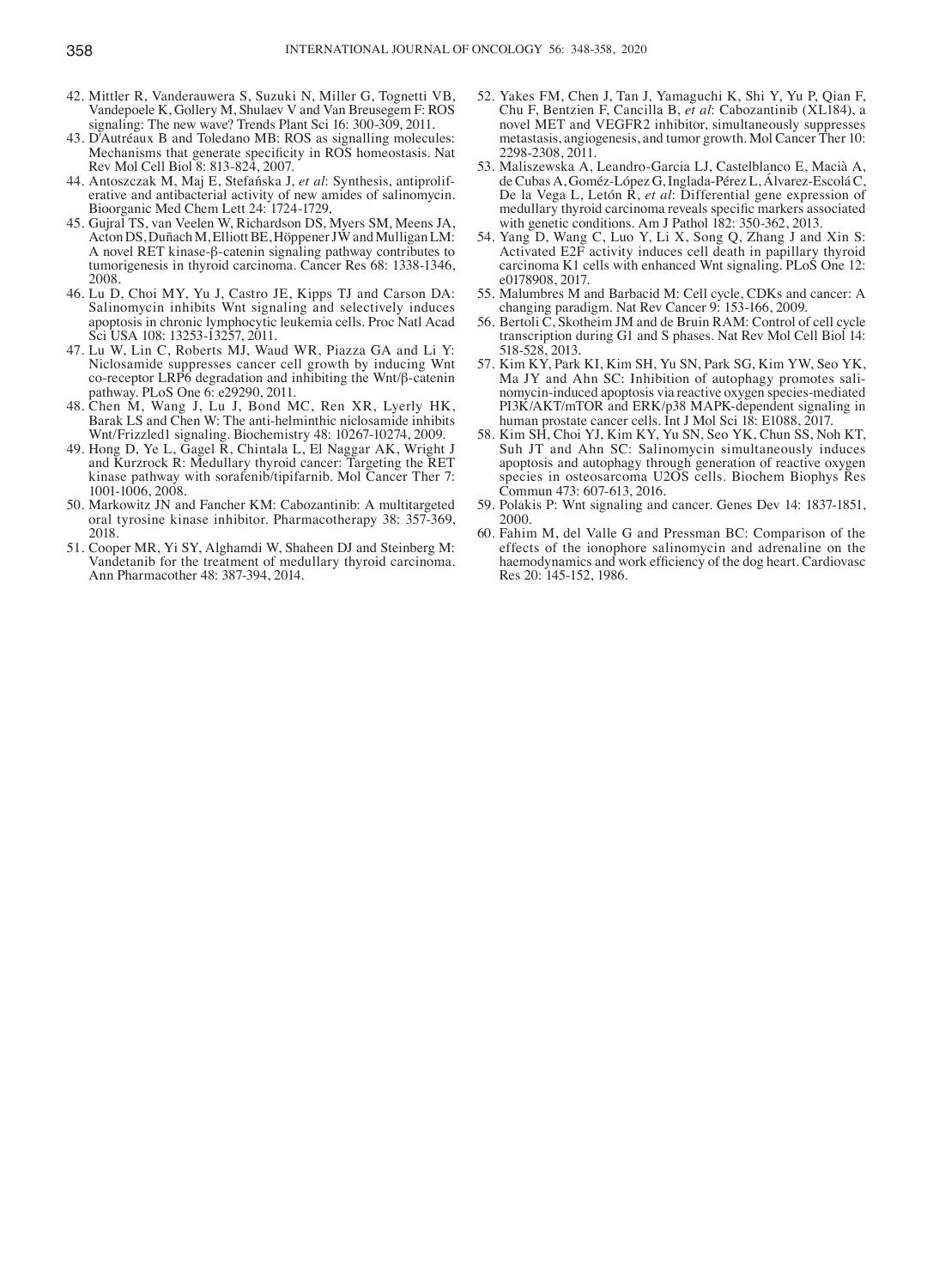42. Mittler R, Vanderauwera S, Suzuki N, Miller G, Tognetti VB, Vandepoele K, Gollery M, Shulaev V and Van Breusegem F: ROS signaling: The new wave? Trends Plant Sci 16: 300-309, 2011.
43. D'Autréaux B and Toledano MB: ROS as signalling molecules: Mechanisms that generate specificity in ROS homeostasis. Nat Rev Mol Cell Biol 8: 813-824, 2007.
44. Antoszczak M, Maj E, Stefańska J, *et al*: Synthesis, antiproliferative and antibacterial activity of new amides of salinomycin. Bioorganic Med Chem Lett 24: 1724-1729,
45. Gujral TS, van Veelen W, Richardson DS, Myers SM, Meens JA, Acton DS, Duñach M, Elliott BE, Höppener JW and Mulligan LM: A novel RET kinase-β-catenin signaling pathway contributes to tumorigenesis in thyroid carcinoma. Cancer Res 68: 1338-1346, 2008.
46. Lu D, Choi MY, Yu J, Castro JE, Kipps TJ and Carson DA: Salinomycin inhibits Wnt signaling and selectively induces apoptosis in chronic lymphocytic leukemia cells. Proc Natl Acad Sci USA 108: 13253-13257, 2011.
47. Lu W, Lin C, Roberts MJ, Waud WR, Piazza GA and Li Y: Niclosamide suppresses cancer cell growth by inducing Wnt co-receptor LRP6 degradation and inhibiting the Wnt/β-catenin pathway. PLoS One 6: e29290, 2011.
48. Chen M, Wang J, Lu J, Bond MC, Ren XR, Lyerly HK, Barak LS and Chen W: The anti-helminthic niclosamide inhibits Wnt/Frizzled1 signaling. Biochemistry 48: 10267-10274, 2009.
49. Hong D, Ye L, Gagel R, Chintala L, El Naggar AK, Wright J and Kurzrock R: Medullary thyroid cancer: Targeting the RET kinase pathway with sorafenib/tipifarnib. Mol Cancer Ther 7: 1001-1006, 2008.
50. Markowitz JN and Fancher KM: Cabozantinib: A multitargeted oral tyrosine kinase inhibitor. Pharmacotherapy 38: 357-369, 2018.
51. Cooper MR, Yi SY, Alghamdi W, Shaheen DJ and Steinberg M: Vandetanib for the treatment of medullary thyroid carcinoma. Ann Pharmacother 48: 387-394, 2014.
52. Yakes FM, Chen J, Tan J, Yamaguchi K, Shi Y, Yu P, Qian F, Chu F, Bentzien F, Cancilla B, *et al*: Cabozantinib (XL184), a novel MET and VEGFR2 inhibitor, simultaneously suppresses metastasis, angiogenesis, and tumor growth. Mol Cancer Ther 10: 2298-2308, 2011.
53. Maliszewska A, Leandro-Garcia LJ, Castelblanco E, Macià A, de Cubas A, Goméz-López G, Inglada-Pérez L, Álvarez-Escolá C, De la Vega L, Letón R, *et al*: Differential gene expression of medullary thyroid carcinoma reveals specific markers associated with genetic conditions. Am J Pathol 182: 350-362, 2013.
54. Yang D, Wang C, Luo Y, Li X, Song Q, Zhang J and Xin S: Activated E2F activity induces cell death in papillary thyroid carcinoma K1 cells with enhanced Wnt signaling. PLoS One 12: e0178908, 2017.
55. Malumbres M and Barbacid M: Cell cycle, CDKs and cancer: A changing paradigm. Nat Rev Cancer 9: 153-166, 2009.
56. Bertoli C, Skotheim JM and de Bruin RAM: Control of cell cycle transcription during G1 and S phases. Nat Rev Mol Cell Biol 14: 518-528, 2013.
57. Kim KY, Park KI, Kim SH, Yu SN, Park SG, Kim YW, Seo YK, Ma JY and Ahn SC: Inhibition of autophagy promotes salinomycin-induced apoptosis via reactive oxygen species-mediated PI3K/AKT/mTOR and ERK/p38 MAPK-dependent signaling in human prostate cancer cells. Int J Mol Sci 18: E1088, 2017.
58. Kim SH, Choi YJ, Kim KY, Yu SN, Seo YK, Chun SS, Noh KT, Suh JT and Ahn SC: Salinomycin simultaneously induces apoptosis and autophagy through generation of reactive oxygen species in osteosarcoma U2OS cells. Biochem Biophys Res Commun 473: 607-613, 2016.
59. Polakis P: Wnt signaling and cancer. Genes Dev 14: 1837-1851, 2000.
60. Fahim M, del Valle G and Pressman BC: Comparison of the effects of the ionophore salinomycin and adrenaline on the haemodynamics and work efficiency of the dog heart. Cardiovasc Res 20: 145-152, 1986.